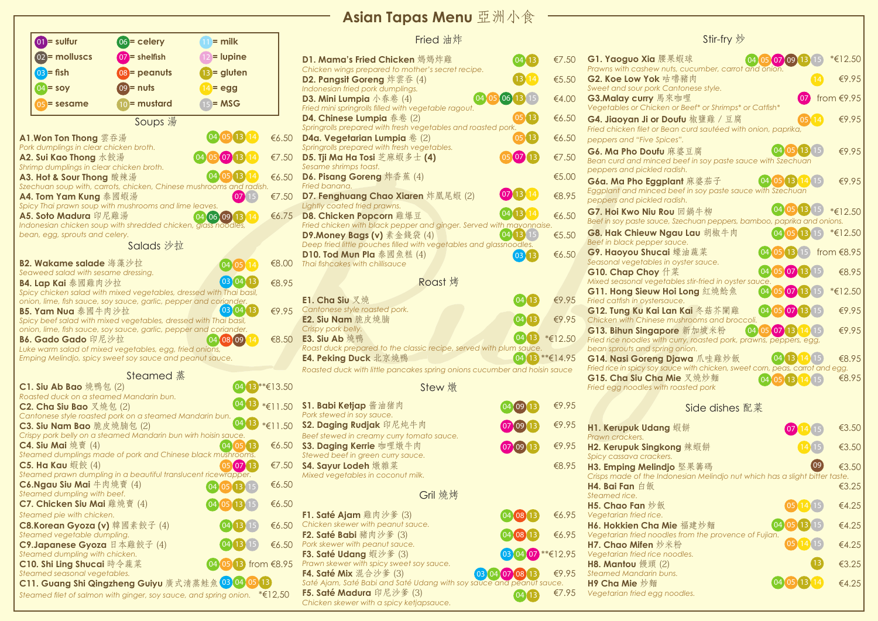# Asian Tapas Menu 亞洲小食

01 = sulfur
02 = molluscs
03 = fish
04 = soy
05 = sesame
06 = celery
07 = shelfish
08 = peanuts
09 = nuts
10 = mustard
11 = milk
12 = lupine
13 = gluten
14 = egg
15 = MSG

## Soups 湯

**A1.Won Ton Thong** 雲吞湯 — 04 05 13 14 — €6.50
*Pork dumplings in clear chicken broth.*

**A2. Sui Kao Thong** 水餃湯 — 04 05 07 13 14 — €7.50
*Shrimp dumplings in clear chicken broth.*

**A3. Hot & Sour Thong** 酸辣湯 — 04 05 13 14 — €6.50
*Szechuan soup with, carrots, chicken, Chinese mushrooms and radish.*

**A4. Tom Yam Kung** 泰國蝦湯 — 07 15 — €7.50
*Spicy Thai prawn soup with mushrooms and lime leaves.*

**A5. Soto Madura** 印尼雞湯 — 04 06 09 13 14 — €6.75
*Indonesian chicken soup with shredded chicken, glass noodles, bean, egg, sprouts and celery.*

## Salads 沙拉

**B2. Wakame salade** 海藻沙拉 — 04 05 14 — €8.00
*Seaweed salad with sesame dressing.*

**B4. Lap Kai** 泰國雞肉沙拉 — 03 04 13 — €8.95
*Spicy chicken salad with mixed vegetables, dressed with Thai basil, onion, lime, fish sauce, soy sauce, garlic, pepper and coriander.*

**B5. Yam Nua** 泰國牛肉沙拉 — 03 04 13 — €9.95
*Spicy beef salad with mixed vegetables, dressed with Thai basil, onion, lime, fish sauce, soy sauce, garlic, pepper and coriander.*

**B6. Gado Gado** 印尼沙拉 — 04 08 09 14 — €8.50
*Luke warm salad of mixed vegetables, egg, fried onions, Emping Melindjo, spicy sweet soy sauce and peanut sauce.*

## Steamed 蒸

**C1. Siu Ab Bao** 燒鴨包 (2) — 04 13 — **€13.50
*Roasted duck on a steamed Mandarin bun.*

**C2. Cha Siu Bao** 叉燒包 (2) — 04 13 — *€11.50
*Cantonese style roasted pork on a steamed Mandarin bun.*

**C3. Siu Nam Bao** 脆皮燒腩包 (2) — 04 13 — *€11.50
*Crispy pork belly on a steamed Mandarin bun wirh hoisin sauce.*

**C4. Siu Mai** 燒賣 (4) — 04 05 13 — €6.50
*Steamed dumplings made of pork and Chinese black mushrooms.*

**C5. Ha Kau** 蝦餃 (4) — 05 07 13 — €7.50
*Steamed prawn dumpling in a beautiful translucent ricewrapper.*

**C6.Ngau Siu Mai** 牛肉燒賣 (4) — 04 05 13 15 — €6.50
*Steamed dumpling with beef.*

**C7. Chicken Siu Mai** 雞燒賣 (4) — 04 05 13 15 — €6.50
*Steamed pie with chicken.*

**C8.Korean Gyoza (v)** 韓國素餃子 (4) — 04 13 15 — €6.50
*Steamed vegetable dumpling.*

**C9.Japanese Gyoza** 日本雞餃子 (4) — 04 13 15 — €6.50
*Steamed dumpling with chicken.*

**C10. Shi Ling Shucai** 時令蔬菜 — 04 05 13 — from €8.95
*Steamed seasonal vegetables.*

**C11. Guang Shi Qingzheng Guiyu** 廣式清蒸鮭魚 — 03 04 05 13 — *€12.50
*Steamed filet of salmon with ginger, soy sauce, and spring onion.*

## Fried 油炸

**D1. Mama's Fried Chicken** 媽媽炸雞 — 04 13 — €7.50
*Chicken wings prepared to mother's secret recipe.*

**D2. Pangsit Goreng** 炸雲吞 (4) — 13 14 — €5.50
*Indonesian fried pork dumplings.*

**D3. Mini Lumpia** 小春卷 (4) — 04 05 06 13 15 — €4.00
*Fried mini springrolls filled with vegetable ragout.*

**D4. Chinese Lumpia** 春卷 (2) — 05 13 — €6.50
*Springrolls prepared with fresh vegetables and roasted pork.*

**D4a. Vegetarian Lumpia** 卷 (2) — 05 13 — €6.50
*Springrolls prepared with fresh vegetables.*

**D5. Tji Ma Ha Tosi** 芝麻蝦多士 **(4)** — 05 07 13 — €7.50
*Sesame shrimps toast.*

**D6. Pisang Goreng** 炸香蕉 (4) — €5.00
*Fried banana.*

**D7. Fenghuang Chao Xiaren** 炸鳳尾蝦 (2) — 07 13 14 — €8.95
*Lightly coated fried prawns.*

**D8. Chicken Popcorn** 雞爆豆 — 04 13 14 — €6.50
*Fried chicken with black pepper and ginger. Served with mayonnaise.*

**D9.Money Bags (v)** 素金錢袋 (4) — 04 13 15 — €5.50
*Deep fried little pouches filled with vegetables and glassnoodles.*

**D10. Tod Mun Pla** 泰國魚糕 (4) — 03 13 — €6.50
*Thai fishcakes with chillisauce*

## Roast 烤

**E1. Cha Siu** 叉燒 — 04 13 — €9.95
*Cantonese style roasted pork.*

**E2. Siu Nam** 脆皮燒腩 — 04 13 — €9.95
*Crispy pork belly.*

**E3. Siu Ab** 燒鴨 — 04 13 — *€12.50
*Roast duck prepared to the classic recipe, served with plum sauce.*

**E4. Peking Duck** 北京燒鴨 — 04 13 — **€14.95
*Roasted duck with little pancakes spring onions cucumber and hoisin sauce*

## Stew 燉

**S1. Babi Ketjap** 醬油豬肉 — 04 09 13 — €9.95
*Pork stewed in soy sauce.*

**S2. Daging Rudjak** 印尼炖牛肉 — 07 09 13 — €9.95
*Beef stewed in creamy curry tomato sauce.*

**S3. Daging Kerrie** 咖喱燉牛肉 — 07 09 13 — €9.95
*Stewed beef in green curry sauce.*

**S4. Sayur Lodeh** 燉雜菜 — €8.95
*Mixed vegetables in coconut milk.*

## Gril 燒烤

**F1. Saté Ajam** 雞肉沙爹 (3) — 04 08 13 — €6.95
*Chicken skewer with peanut sauce.*

**F2. Saté Babi** 豬肉沙爹 (3) — 04 08 13 — €6.95
*Pork skewer with peanut sauce.*

**F3. Saté Udang** 蝦沙爹 (3) — 03 04 07 — **€12.95
*Prawn skewer with spicy sweet soy sauce.*

**F4. Saté Mix** 混合沙爹 (3) — 03 04 07 08 13 — €9.95
*Saté Ajam, Saté Babi and Saté Udang with soy sauce and peanut sauce.*

**F5. Saté Madura** 印尼沙爹 (3) — 04 13 — €7.95
*Chicken skewer with a spicy ketjapsauce.*

## Stir-fry 炒

**G1. Yaoguo Xia** 腰果蝦球 — 04 05 07 09 13 15 — *€12.50
*Prawns with cashew nuts, cucumber, carrot and onion.*

**G2. Koe Low Yok** 咕嚕豬肉 — 14 — €9.95
*Sweet and sour pork Cantonese style.*

**G3.Malay curry** 馬來咖喱 — 07 — from €9.95
*Vegetables or Chicken or Beef* or Shrimps* or Catfish**

**G4. Jiaoyan Ji or Doufu** 椒鹽雞 / 豆腐 — 05 14 — €9.95
*Fried chicken filet or Bean curd sautéed with onion, paprika, peppers and "Five Spices".*

**G6. Ma Pho Doufu** 麻婆豆腐 — 04 05 13 15 — €9.95
*Bean curd and minced beef in soy paste sauce with Szechuan peppers and pickled radish.*

**G6a. Ma Pho Eggplant** 麻婆茄子 — 04 05 13 14 15 — €9.95
*Eggplant and minced beef in soy paste sauce with Szechuan peppers and pickled radish.*

**G7. Hoi Kwo Niu Rou** 回鍋牛柳 — 04 05 13 15 — *€12.50
*Beef in soy paste sauce, Szechuan peppers, bamboo, paprika and onions.*

**G8. Hak Chieuw Ngau Lau** 胡椒牛肉 — 04 05 13 15 — *€12.50
*Beef in black pepper sauce.*

**G9. Haoyou Shucai** 蠔油蔬菜 — 04 05 13 15 — from €8.95
*Seasonal vegetables in oyster sauce.*

**G10. Chap Choy** 什菜 — 04 05 07 13 15 — €8.95
*Mixed seasonal vegetables stir-fried in oyster sauce.*

**G11. Hong Sieuw Hoi Long** 紅燒鯰魚 — 04 05 07 13 15 — *€12.50
*Fried catfish in oystersauce.*

**G12. Tung Ku Kai Lan Kai** 冬菇芥蘭雞 — 04 05 07 13 15 — €9.95
*Chicken with Chinese mushrooms and broccoli.*

**G13. Bihun Singapore** 新加坡米粉 — 04 05 07 13 14 15 — €9.95
*Fried rice noodles with curry, roasted pork, prawns, peppers, egg, bean sprouts and spring onion.*

**G14. Nasi Goreng Djawa** 爪哇雞炒飯 — 04 13 14 15 — €8.95
*Fried rice in spicy soy sauce with chicken, sweet corn, peas, carrot and egg.*

**G15. Cha Siu Cha Mie** 叉燒炒麵 — 04 05 13 14 15 — €8.95
*Fried egg noodles with roasted pork*

## Side dishes 配菜

**H1. Kerupuk Udang** 蝦餅 — 07 14 15 — €3.50
*Prawn crackers.*

**H2. Kerupuk Singkong** 辣蝦餅 — 14 15 — €3.50
*Spicy cassava crackers.*

**H3. Emping Melindjo** 堅果薯碼 — 09 — €3.50
*Crisps made of the Indonesian Melindjo nut which has a slight bitter taste.*

**H4. Bai Fan** 白飯 — €3.25
*Steamed rice.*

**H5. Chao Fan** 炒飯 — 05 14 15 — €4.25
*Vegetarian fried rice.*

**H6. Hokkien Cha Mie** 福建炒麵 — 04 05 13 15 — €4.25
*Vegetarian fried noodles from the provence of Fujian.*

**H7. Chao Mifen** 炒米粉 — 05 14 15 — €4.25
*Vegetarian fried rice noodles.*

**H8. Mantou** 饅頭 (2) — 13 — €3.25
*Steamed Mandarin buns.*

**H9 Cha Mie** 炒麵 — 04 05 13 14 — €4.25
*Vegetarian fried egg noodles.*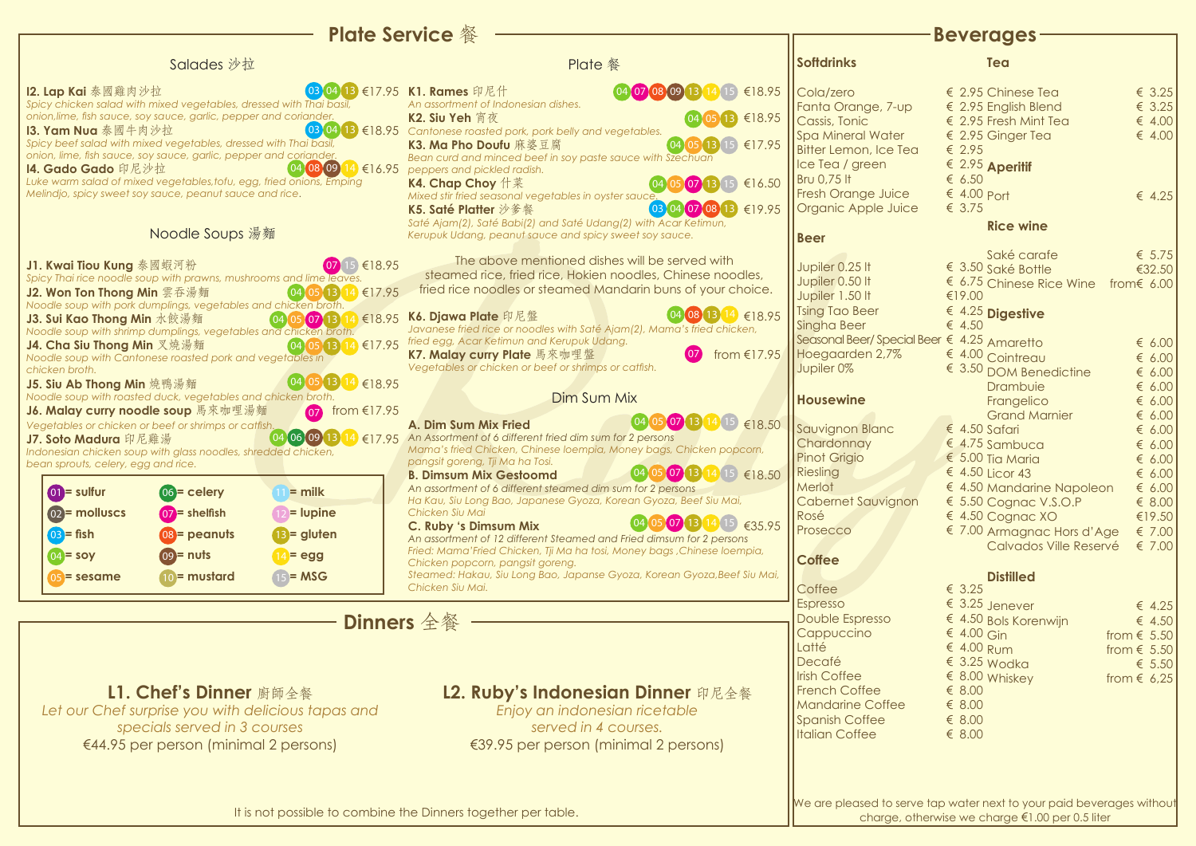# Plate Service 餐

## Salades 沙拉

**I2. Lap Kai** 泰國雞肉沙拉 03 04 13 €17.95
*Spicy chicken salad with mixed vegetables, dressed with Thai basil, onion,lime, fish sauce, soy sauce, garlic, pepper and coriander.*

**I3. Yam Nua** 泰國牛肉沙拉 03 04 13 €18.95
*Spicy beef salad with mixed vegetables, dressed with Thai basil, onion, lime, fish sauce, soy sauce, garlic, pepper and coriander.*

**I4. Gado Gado** 印尼沙拉 04 08 09 14 €16.95
*Luke warm salad of mixed vegetables,tofu, egg, fried onions, Emping Melindjo, spicy sweet soy sauce, peanut sauce and rice.*

## Noodle Soups 湯麵

**J1. Kwai Tiou Kung** 泰國蝦河粉 07 15 €18.95
*Spicy Thai rice noodle soup with prawns, mushrooms and lime leaves.*

**J2. Won Ton Thong Min** 雲吞湯麵 04 05 13 14 €17.95
*Noodle soup with pork dumplings, vegetables and chicken broth.*

**J3. Sui Kao Thong Min** 水餃湯麵 04 05 07 13 14 €18.95
*Noodle soup with shrimp dumplings, vegetables and chicken broth.*

**J4. Cha Siu Thong Min** 叉燒湯麵 04 05 13 14 €17.95
*Noodle soup with Cantonese roasted pork and vegetables in chicken broth.*

**J5. Siu Ab Thong Min** 燒鴨湯麵 04 05 13 14 €18.95
*Noodle soup with roasted duck, vegetables and chicken broth.*

**J6. Malay curry noodle soup** 馬來咖喱湯麵 07 from €17.95
*Vegetables or chicken or beef or shrimps or catfish.*

**J7. Soto Madura** 印尼雞湯 04 06 09 13 14 €17.95
*Indonesian chicken soup with glass noodles, shredded chicken, bean sprouts, celery, egg and rice.*

| | | |
|---|---|---|
| 01 = sulfur | 06 = celery | 11 = milk |
| 02 = molluscs | 07 = shelfish | 12 = lupine |
| 03 = fish | 08 = peanuts | 13 = gluten |
| 04 = soy | 09 = nuts | 14 = egg |
| 05 = sesame | 10 = mustard | 15 = MSG |

## Plate 餐

**K1. Rames** 印尼什 04 07 08 09 13 14 15 €18.95
*An assortment of Indonesian dishes.*

**K2. Siu Yeh** 宵夜 04 05 13 €18.95
*Cantonese roasted pork, pork belly and vegetables.*

**K3. Ma Pho Doufu** 麻婆豆腐 04 05 13 15 €17.95
*Bean curd and minced beef in soy paste sauce with Szechuan peppers and pickled radish.*

**K4. Chap Choy** 什菜 04 05 07 13 15 €16.50
*Mixed stir fried seasonal vegetables in oyster sauce.*

**K5. Saté Platter** 沙爹餐 03 04 07 08 13 €19.95
*Saté Ajam(2), Saté Babi(2) and Saté Udang(2) with Acar Ketimun, Kerupuk Udang, peanut sauce and spicy sweet soy sauce.*

The above mentioned dishes will be served with steamed rice, fried rice, Hokien noodles, Chinese noodles, fried rice noodles or steamed Mandarin buns of your choice.

**K6. Djawa Plate** 印尼盤 04 08 13 14 €18.95
*Javanese fried rice or noodles with Saté Ajam(2), Mama's fried chicken, fried egg, Acar Ketimun and Kerupuk Udang.*

**K7. Malay curry Plate** 馬來咖喱盤 07 from €17.95
*Vegetables or chicken or beef or shrimps or catfish.*

## Dim Sum Mix

**A. Dim Sum Mix Fried** 04 05 07 13 14 15 €18.50
*An Assortment of 6 different fried dim sum for 2 persons*
*Mama's fried Chicken, Chinese loempia, Money bags, Chicken popcorn, pangsit goreng, Tji Ma ha Tosi.*

**B. Dimsum Mix Gestoomd** 04 05 07 13 14 15 €18.50
*An assortment of 6 different steamed dim sum for 2 persons*
*Ha Kau, Siu Long Bao, Japanese Gyoza, Korean Gyoza, Beef Siu Mai, Chicken Siu Mai*

**C. Ruby 's Dimsum Mix** 04 05 07 13 14 15 €35.95
*An assortment of 12 different Steamed and Fried dimsum for 2 persons*
*Fried: Mama'Fried Chicken, Tji Ma ha tosi, Money bags ,Chinese loempia, Chicken popcorn, pangsit goreng.*
*Steamed: Hakau, Siu Long Bao, Japanse Gyoza, Korean Gyoza,Beef Siu Mai, Chicken Siu Mai.*

# Dinners 全餐

## L1. Chef's Dinner 廚師全餐
*Let our Chef surprise you with delicious tapas and specials served in 3 courses*
€44.95 per person (minimal 2 persons)

## L2. Ruby's Indonesian Dinner 印尼全餐
*Enjoy an indonesian ricetable served in 4 courses.*
€39.95 per person (minimal 2 persons)

It is not possible to combine the Dinners together per table.

# Beverages

### Softdrinks

| | |
|---|---|
| Cola/zero | € 2.95 |
| Fanta Orange, 7-up | € 2.95 |
| Cassis, Tonic | € 2.95 |
| Spa Mineral Water | € 2.95 |
| Bitter Lemon, Ice Tea | € 2.95 |
| Ice Tea / green | € 2.95 |
| Bru 0,75 lt | € 6.50 |
| Fresh Orange Juice | € 4.00 |
| Organic Apple Juice | € 3.75 |

### Beer

| | |
|---|---|
| Jupiler 0.25 lt | € 3.50 |
| Jupiler 0.50 lt | € 6.75 |
| Jupiler 1.50 lt | €19.00 |
| Tsing Tao Beer | € 4.25 |
| Singha Beer | € 4.50 |
| Seasonal Beer/ Special Beer | € 4.25 |
| Hoegaarden 2,7% | € 4.00 |
| Jupiler 0% | € 3.50 |

### Housewine

| | |
|---|---|
| Sauvignon Blanc | € 4.50 |
| Chardonnay | € 4.75 |
| Pinot Grigio | € 5.00 |
| Riesling | € 4.50 |
| Merlot | € 4.50 |
| Cabernet Sauvignon | € 5.50 |
| Rosé | € 4.50 |
| Prosecco | € 7.00 |

### Coffee

| | |
|---|---|
| Coffee | € 3.25 |
| Espresso | € 3.25 |
| Double Espresso | € 4.50 |
| Cappuccino | € 4.00 |
| Latté | € 4.00 |
| Decafé | € 3.25 |
| Irish Coffee | € 8.00 |
| French Coffee | € 8.00 |
| Mandarine Coffee | € 8.00 |
| Spanish Coffee | € 8.00 |
| Italian Coffee | € 8.00 |

### Tea

| | |
|---|---|
| Chinese Tea | € 3.25 |
| English Blend | € 3.25 |
| Fresh Mint Tea | € 4.00 |
| Ginger Tea | € 4.00 |

### Aperitif

| | |
|---|---|
| Port | € 4.25 |

### Rice wine

| | |
|---|---|
| Saké carafe | € 5.75 |
| Saké Bottle | €32.50 |
| Chinese Rice Wine | from€ 6.00 |

### Digestive

| | |
|---|---|
| Amaretto | € 6.00 |
| Cointreau | € 6.00 |
| DOM Benedictine | € 6.00 |
| Drambuie | € 6.00 |
| Frangelico | € 6.00 |
| Grand Marnier | € 6.00 |
| Safari | € 6.00 |
| Sambuca | € 6.00 |
| Tia Maria | € 6.00 |
| Licor 43 | € 6.00 |
| Mandarine Napoleon | € 6.00 |
| Cognac V.S.O.P | € 8.00 |
| Cognac XO | €19.50 |
| Armagnac Hors d'Age | € 7.00 |
| Calvados Ville Reservé | € 7.00 |

### Distilled

| | |
|---|---|
| Jenever | € 4.25 |
| Bols Korenwijn | € 4.50 |
| Gin | from € 5.50 |
| Rum | from € 5.50 |
| Wodka | € 5.50 |
| Whiskey | from € 6,25 |

We are pleased to serve tap water next to your paid beverages without charge, otherwise we charge €1.00 per 0.5 liter